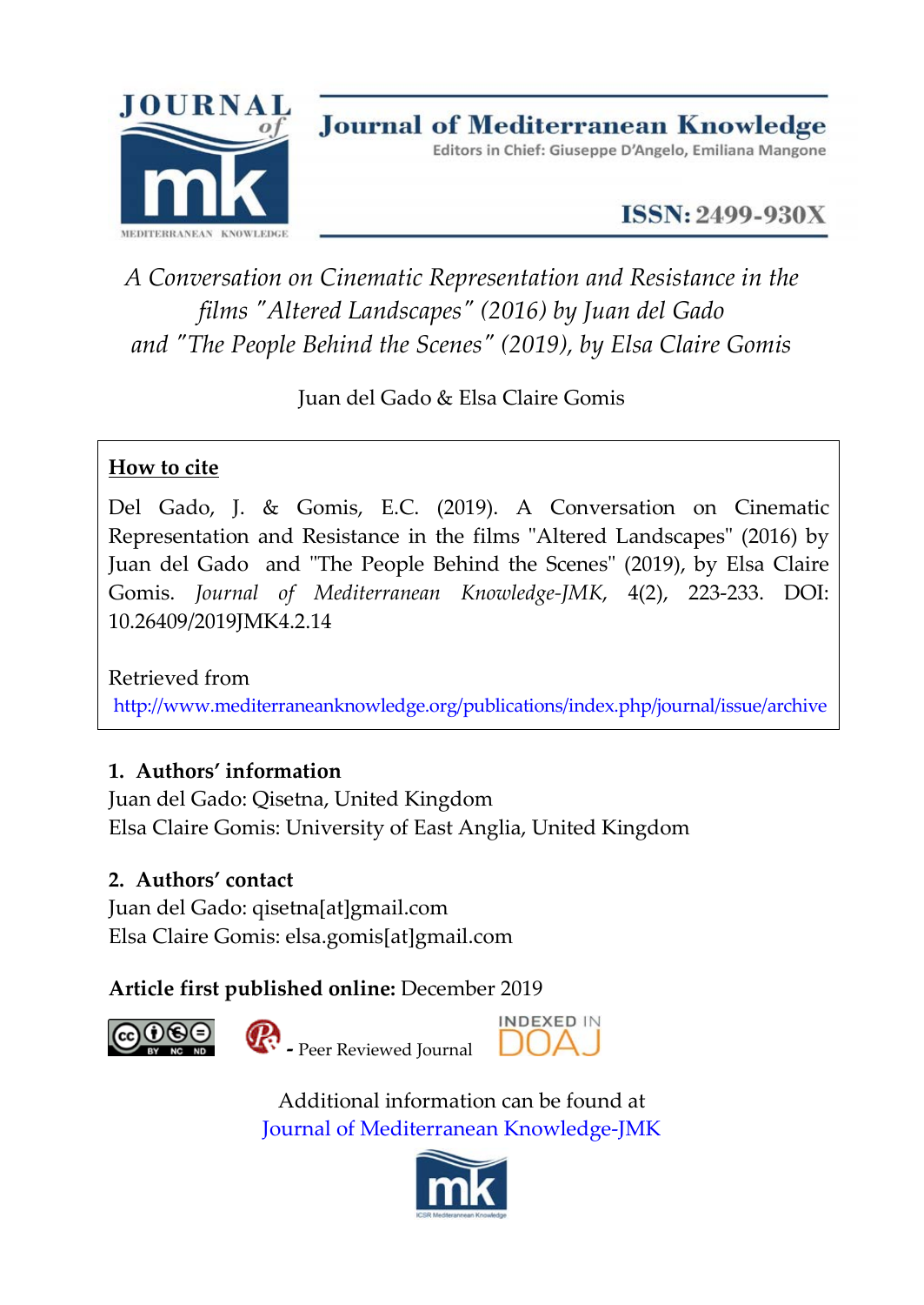**Journal of Mediterranean Knowledge**

Editors in Chief: Giuseppe D'Angelo, Emiliana Mangone

**ISSN: 2499-930X**

# *A Conversation on Cinematic Representation and Resistance in the films "Altered Landscapes" (2016) by Juan del Gado and "The People Behind the Scenes" (2019), by Elsa Claire Gomis*

Juan del Gado & Elsa Claire Gomis

**How to cite**

Del Gado, J. & Gomis, E.C. (2019). A Conversation on Cinematic Representation and Resistance in the films "Altered Landscapes" (2016) by Juan del Gado and "The People Behind the Scenes" (2019), by Elsa Claire Gomis. *Journal of Mediterranean Knowledge-JMK*, 4(2), 223-233. DOI: 10.26409/2019JMK4.2.14

Retrieved from

http://www.mediterraneanknowledge.org/publications/index.php/journal/issue/archive

**1. Authors' information**

Juan del Gado: Qisetna, United Kingdom

Elsa Claire Gomis: University of East Anglia, United Kingdom

**2. Authors' contact**

Juan del Gado: qisetna[at]gmail.com

Elsa Claire Gomis: elsa.gomis[at]gmail.com

**Article first published online:** December 2019

- Peer Reviewed Journal

INDEXED IN DOAJ

Additional information can be found at

Journal of Mediterranean Knowledge-JMK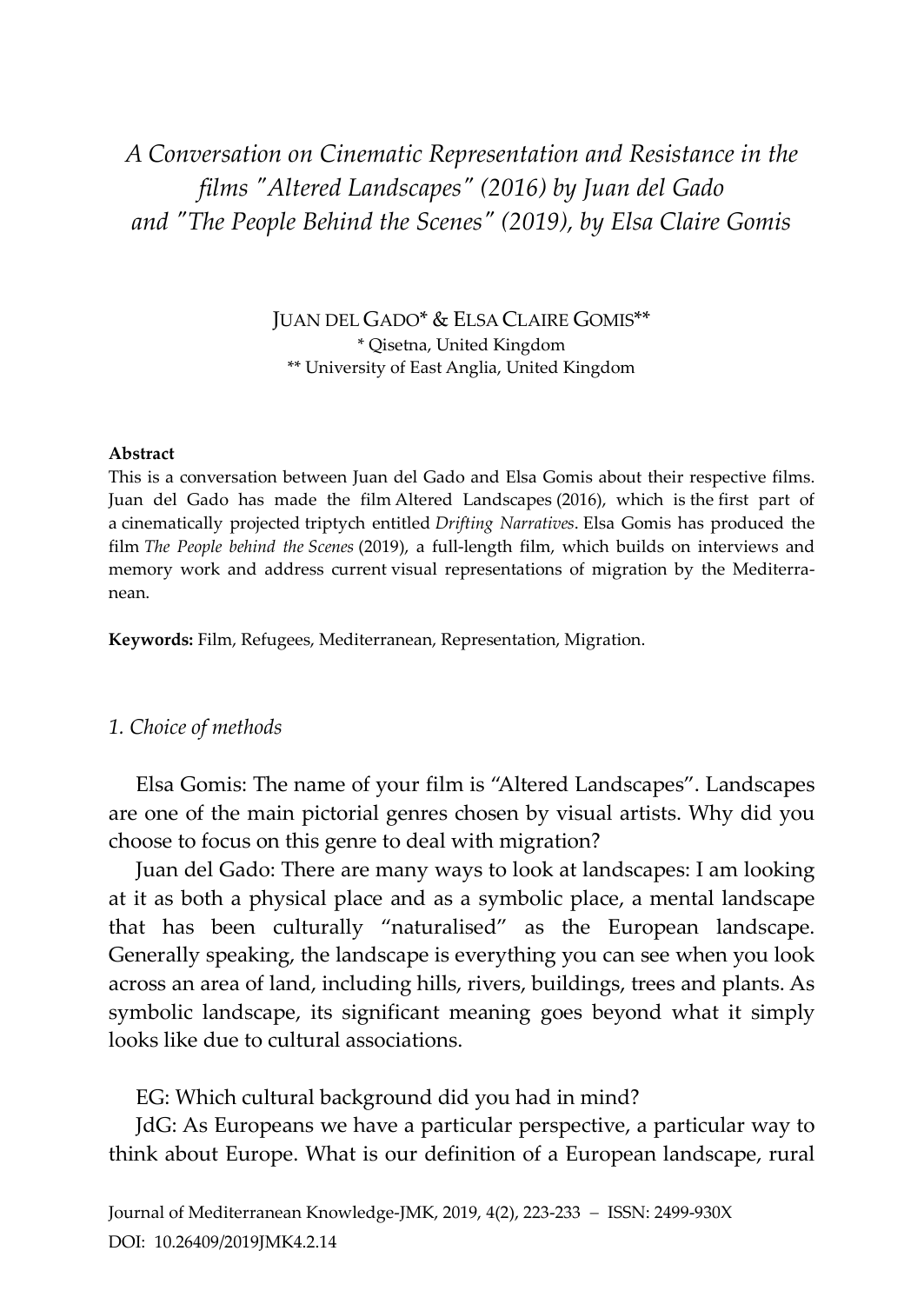# *A Conversation on Cinematic Representation and Resistance in the films "Altered Landscapes" (2016) by Juan del Gado and "The People Behind the Scenes" (2019), by Elsa Claire Gomis*

JUAN DEL GADO* & ELSA CLAIRE GOMIS**

\* Qisetna, United Kingdom

\*\* University of East Anglia, United Kingdom

**Abstract**

This is a conversation between Juan del Gado and Elsa Gomis about their respective films. Juan del Gado has made the film Altered Landscapes (2016), which is the first part of a cinematically projected triptych entitled *Drifting Narratives*. Elsa Gomis has produced the film *The People behind the Scenes* (2019), a full-length film, which builds on interviews and memory work and address current visual representations of migration by the Mediterranean.

**Keywords:** Film, Refugees, Mediterranean, Representation, Migration.

## *1. Choice of methods*

Elsa Gomis: The name of your film is "Altered Landscapes". Landscapes are one of the main pictorial genres chosen by visual artists. Why did you choose to focus on this genre to deal with migration?

Juan del Gado: There are many ways to look at landscapes: I am looking at it as both a physical place and as a symbolic place, a mental landscape that has been culturally "naturalised" as the European landscape. Generally speaking, the landscape is everything you can see when you look across an area of land, including hills, rivers, buildings, trees and plants. As symbolic landscape, its significant meaning goes beyond what it simply looks like due to cultural associations.

EG: Which cultural background did you had in mind?

JdG: As Europeans we have a particular perspective, a particular way to think about Europe. What is our definition of a European landscape, rural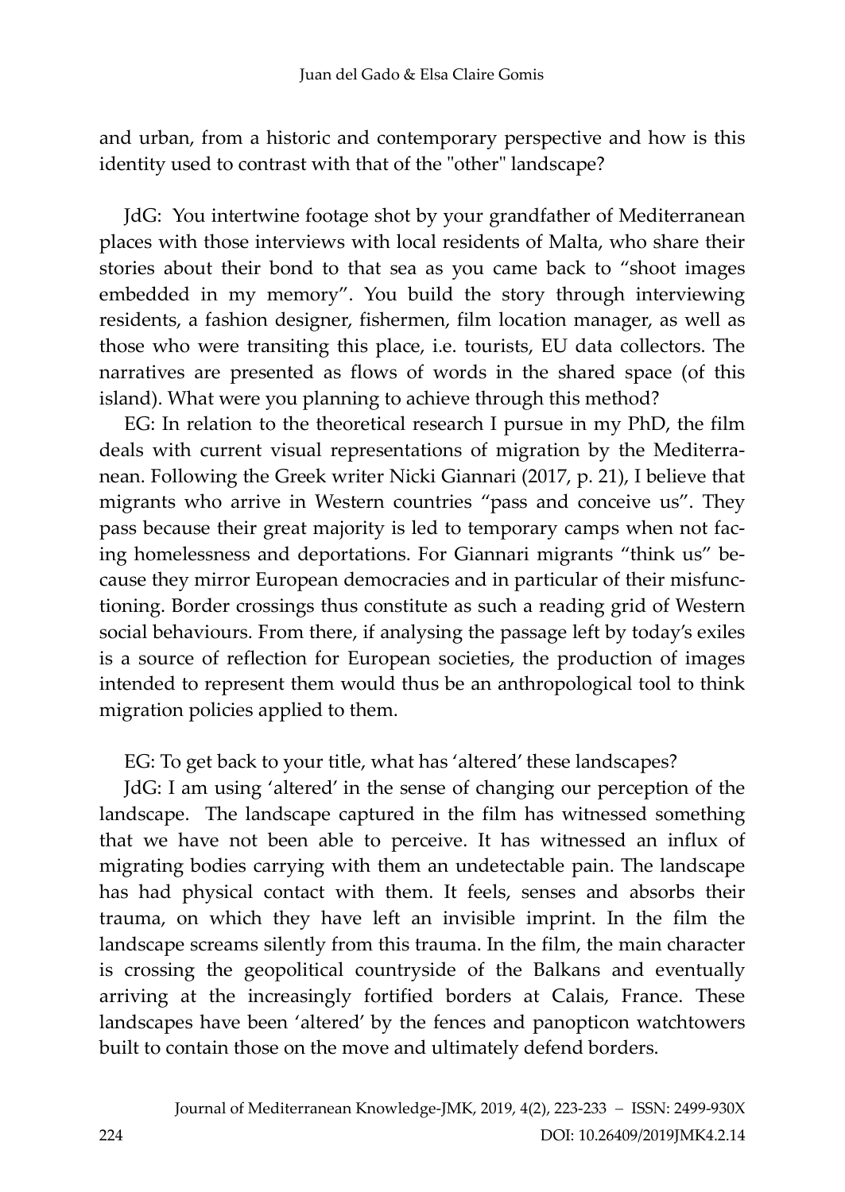and urban, from a historic and contemporary perspective and how is this identity used to contrast with that of the "other" landscape?

JdG: You intertwine footage shot by your grandfather of Mediterranean places with those interviews with local residents of Malta, who share their stories about their bond to that sea as you came back to "shoot images embedded in my memory". You build the story through interviewing residents, a fashion designer, fishermen, film location manager, as well as those who were transiting this place, i.e. tourists, EU data collectors. The narratives are presented as flows of words in the shared space (of this island). What were you planning to achieve through this method?

EG: In relation to the theoretical research I pursue in my PhD, the film deals with current visual representations of migration by the Mediterranean. Following the Greek writer Nicki Giannari (2017, p. 21), I believe that migrants who arrive in Western countries "pass and conceive us". They pass because their great majority is led to temporary camps when not facing homelessness and deportations. For Giannari migrants "think us" because they mirror European democracies and in particular of their misfunctioning. Border crossings thus constitute as such a reading grid of Western social behaviours. From there, if analysing the passage left by today's exiles is a source of reflection for European societies, the production of images intended to represent them would thus be an anthropological tool to think migration policies applied to them.

EG: To get back to your title, what has 'altered' these landscapes?

JdG: I am using 'altered' in the sense of changing our perception of the landscape. The landscape captured in the film has witnessed something that we have not been able to perceive. It has witnessed an influx of migrating bodies carrying with them an undetectable pain. The landscape has had physical contact with them. It feels, senses and absorbs their trauma, on which they have left an invisible imprint. In the film the landscape screams silently from this trauma. In the film, the main character is crossing the geopolitical countryside of the Balkans and eventually arriving at the increasingly fortified borders at Calais, France. These landscapes have been 'altered' by the fences and panopticon watchtowers built to contain those on the move and ultimately defend borders.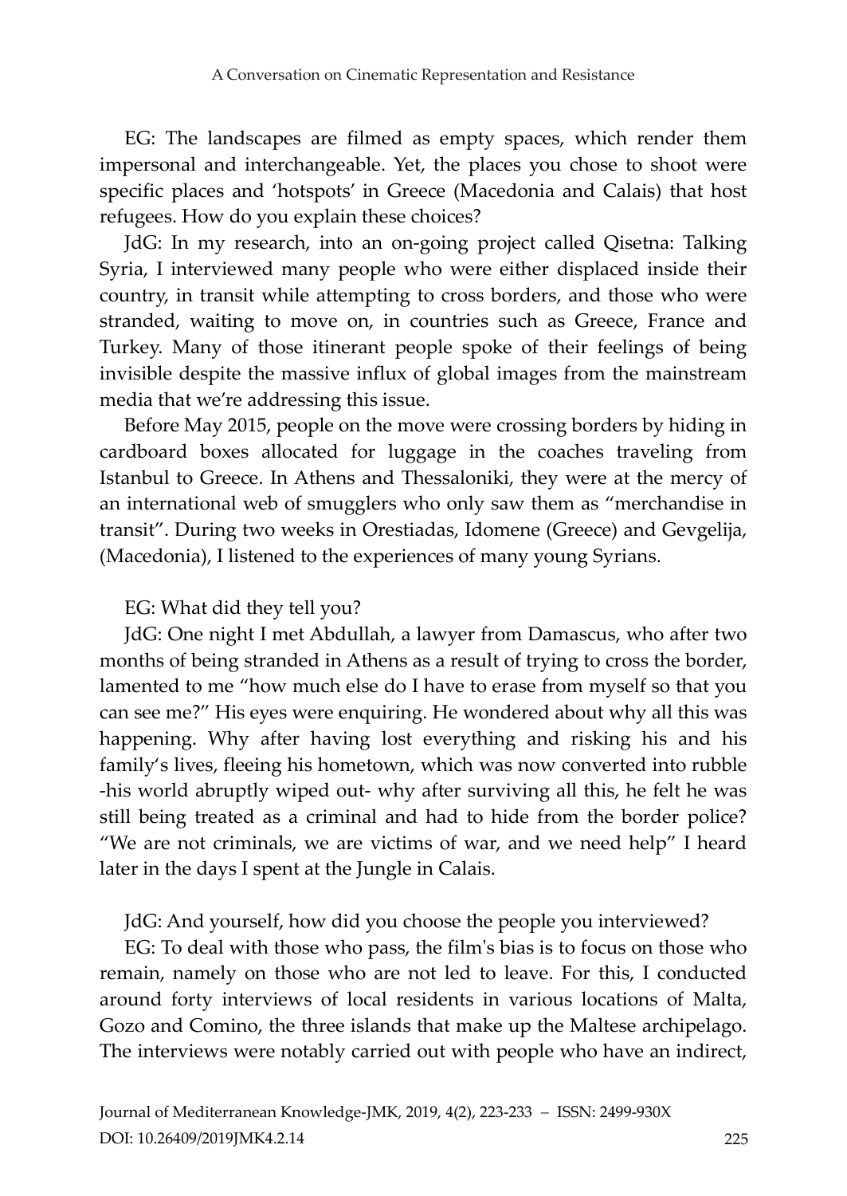EG: The landscapes are filmed as empty spaces, which render them impersonal and interchangeable. Yet, the places you chose to shoot were specific places and 'hotspots' in Greece (Macedonia and Calais) that host refugees. How do you explain these choices?

JdG: In my research, into an on-going project called Qisetna: Talking Syria, I interviewed many people who were either displaced inside their country, in transit while attempting to cross borders, and those who were stranded, waiting to move on, in countries such as Greece, France and Turkey. Many of those itinerant people spoke of their feelings of being invisible despite the massive influx of global images from the mainstream media that we're addressing this issue.

Before May 2015, people on the move were crossing borders by hiding in cardboard boxes allocated for luggage in the coaches traveling from Istanbul to Greece. In Athens and Thessaloniki, they were at the mercy of an international web of smugglers who only saw them as "merchandise in transit". During two weeks in Orestiadas, Idomene (Greece) and Gevgelija, (Macedonia), I listened to the experiences of many young Syrians.

EG: What did they tell you?

JdG: One night I met Abdullah, a lawyer from Damascus, who after two months of being stranded in Athens as a result of trying to cross the border, lamented to me "how much else do I have to erase from myself so that you can see me?" His eyes were enquiring. He wondered about why all this was happening. Why after having lost everything and risking his and his family's lives, fleeing his hometown, which was now converted into rubble -his world abruptly wiped out- why after surviving all this, he felt he was still being treated as a criminal and had to hide from the border police? "We are not criminals, we are victims of war, and we need help" I heard later in the days I spent at the Jungle in Calais.

JdG: And yourself, how did you choose the people you interviewed?

EG: To deal with those who pass, the film's bias is to focus on those who remain, namely on those who are not led to leave. For this, I conducted around forty interviews of local residents in various locations of Malta, Gozo and Comino, the three islands that make up the Maltese archipelago. The interviews were notably carried out with people who have an indirect,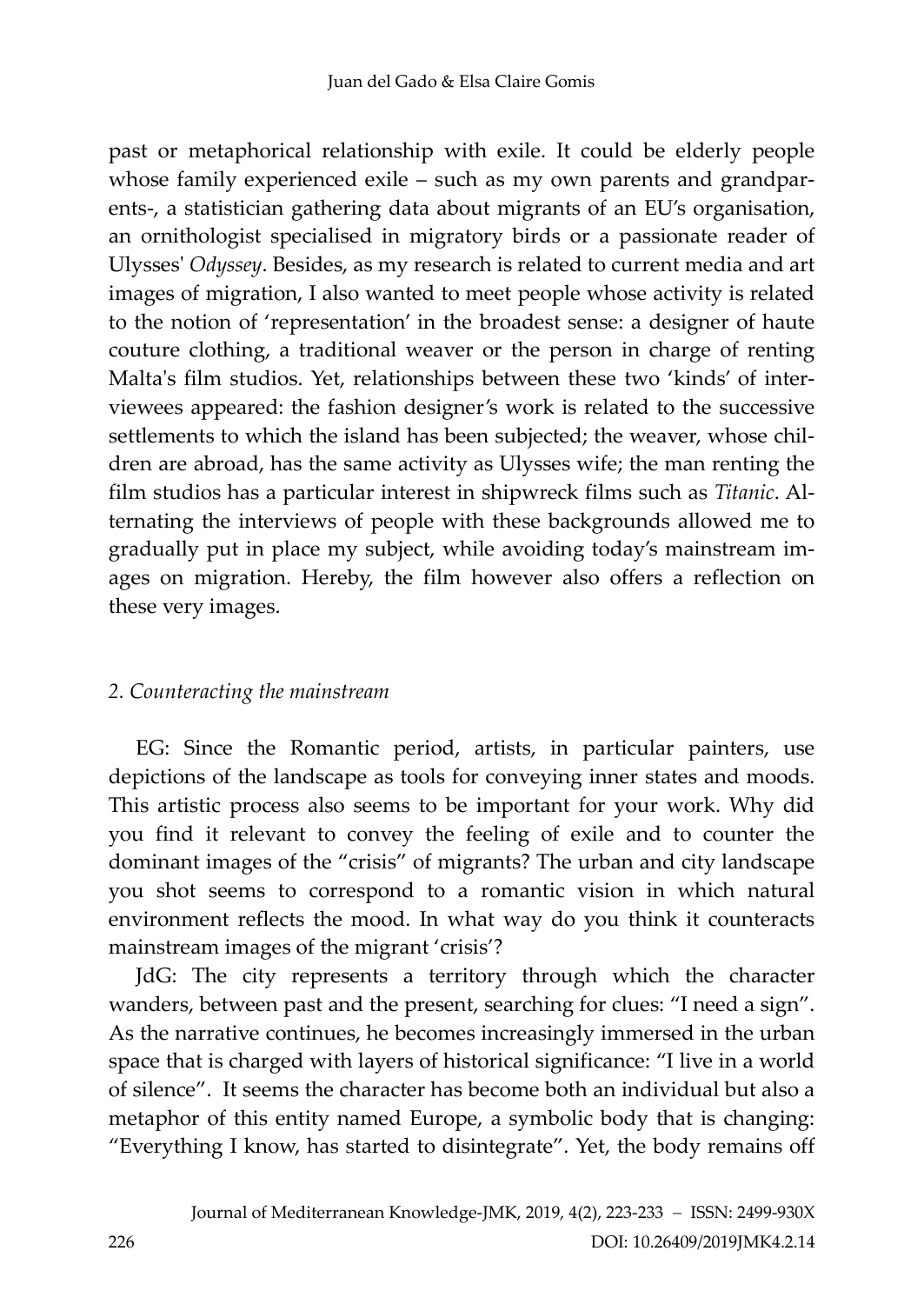past or metaphorical relationship with exile. It could be elderly people whose family experienced exile – such as my own parents and grandparents-, a statistician gathering data about migrants of an EU's organisation, an ornithologist specialised in migratory birds or a passionate reader of Ulysses' *Odyssey*. Besides, as my research is related to current media and art images of migration, I also wanted to meet people whose activity is related to the notion of 'representation' in the broadest sense: a designer of haute couture clothing, a traditional weaver or the person in charge of renting Malta's film studios. Yet, relationships between these two 'kinds' of interviewees appeared: the fashion designer's work is related to the successive settlements to which the island has been subjected; the weaver, whose children are abroad, has the same activity as Ulysses wife; the man renting the film studios has a particular interest in shipwreck films such as *Titanic*. Alternating the interviews of people with these backgrounds allowed me to gradually put in place my subject, while avoiding today's mainstream images on migration. Hereby, the film however also offers a reflection on these very images.

## *2. Counteracting the mainstream*

EG: Since the Romantic period, artists, in particular painters, use depictions of the landscape as tools for conveying inner states and moods. This artistic process also seems to be important for your work. Why did you find it relevant to convey the feeling of exile and to counter the dominant images of the "crisis" of migrants? The urban and city landscape you shot seems to correspond to a romantic vision in which natural environment reflects the mood. In what way do you think it counteracts mainstream images of the migrant 'crisis'?

JdG: The city represents a territory through which the character wanders, between past and the present, searching for clues: "I need a sign". As the narrative continues, he becomes increasingly immersed in the urban space that is charged with layers of historical significance: "I live in a world of silence". It seems the character has become both an individual but also a metaphor of this entity named Europe, a symbolic body that is changing: "Everything I know, has started to disintegrate". Yet, the body remains off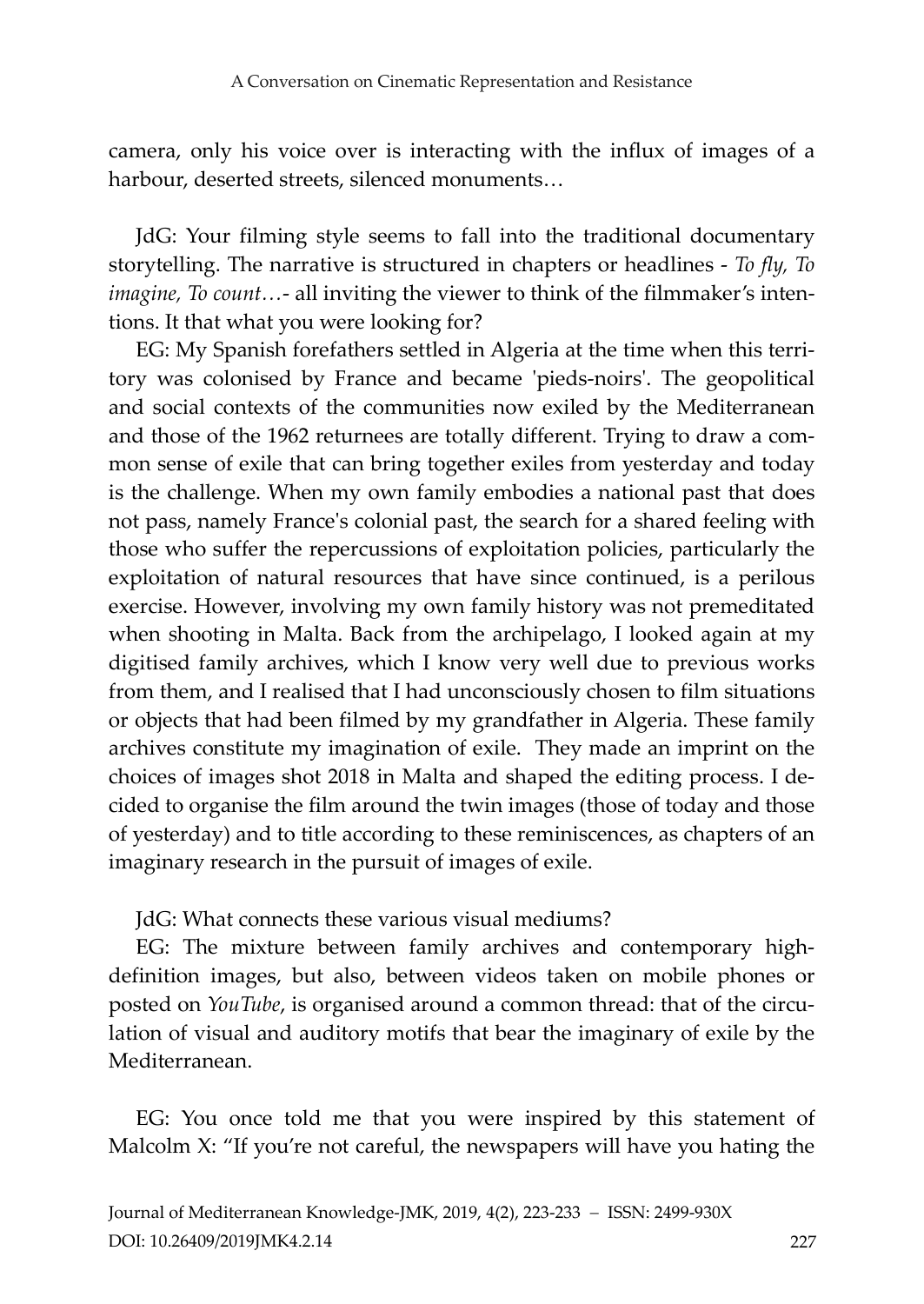camera, only his voice over is interacting with the influx of images of a harbour, deserted streets, silenced monuments…

JdG: Your filming style seems to fall into the traditional documentary storytelling. The narrative is structured in chapters or headlines - *To fly, To imagine, To count…*- all inviting the viewer to think of the filmmaker's intentions. It that what you were looking for?

EG: My Spanish forefathers settled in Algeria at the time when this territory was colonised by France and became 'pieds-noirs'. The geopolitical and social contexts of the communities now exiled by the Mediterranean and those of the 1962 returnees are totally different. Trying to draw a common sense of exile that can bring together exiles from yesterday and today is the challenge. When my own family embodies a national past that does not pass, namely France's colonial past, the search for a shared feeling with those who suffer the repercussions of exploitation policies, particularly the exploitation of natural resources that have since continued, is a perilous exercise. However, involving my own family history was not premeditated when shooting in Malta. Back from the archipelago, I looked again at my digitised family archives, which I know very well due to previous works from them, and I realised that I had unconsciously chosen to film situations or objects that had been filmed by my grandfather in Algeria. These family archives constitute my imagination of exile. They made an imprint on the choices of images shot 2018 in Malta and shaped the editing process. I decided to organise the film around the twin images (those of today and those of yesterday) and to title according to these reminiscences, as chapters of an imaginary research in the pursuit of images of exile.

JdG: What connects these various visual mediums?

EG: The mixture between family archives and contemporary high-definition images, but also, between videos taken on mobile phones or posted on *YouTube*, is organised around a common thread: that of the circulation of visual and auditory motifs that bear the imaginary of exile by the Mediterranean.

EG: You once told me that you were inspired by this statement of Malcolm X: "If you're not careful, the newspapers will have you hating the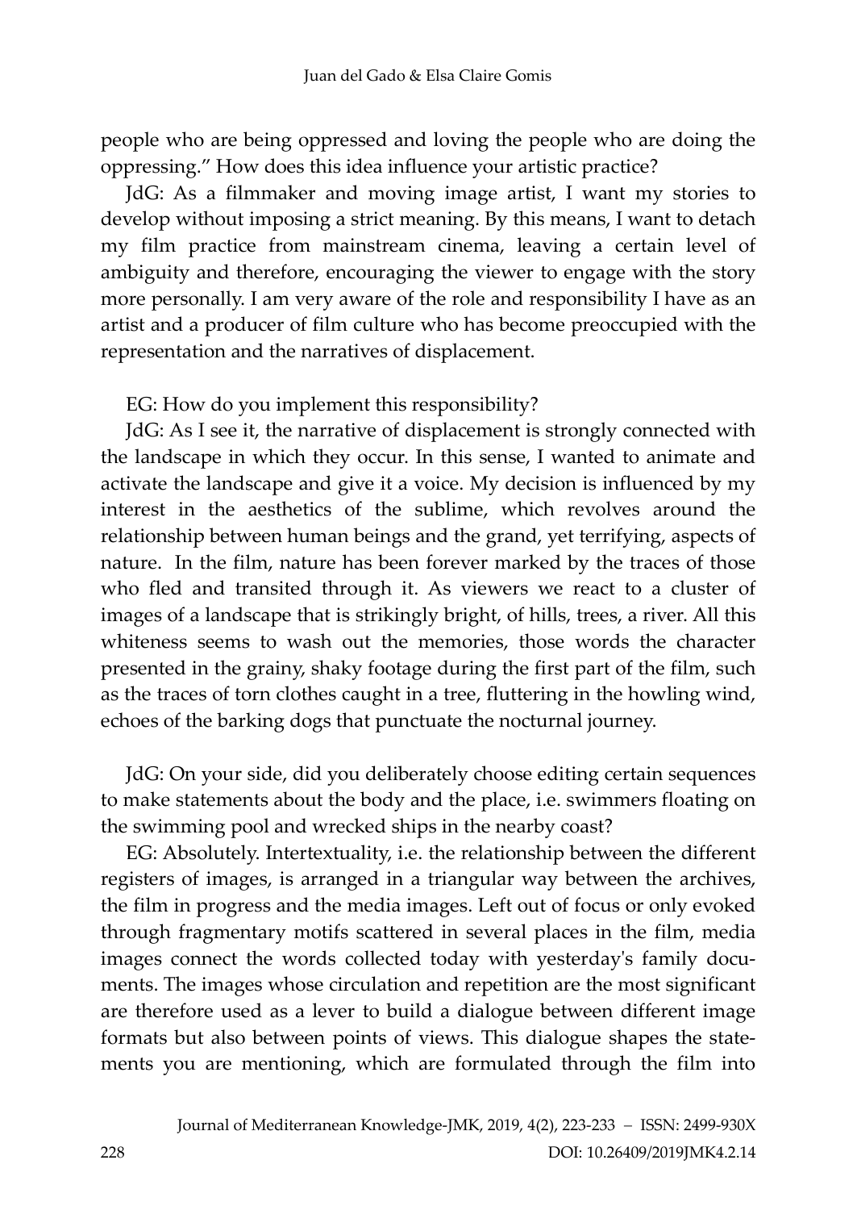people who are being oppressed and loving the people who are doing the oppressing." How does this idea influence your artistic practice?

JdG: As a filmmaker and moving image artist, I want my stories to develop without imposing a strict meaning. By this means, I want to detach my film practice from mainstream cinema, leaving a certain level of ambiguity and therefore, encouraging the viewer to engage with the story more personally. I am very aware of the role and responsibility I have as an artist and a producer of film culture who has become preoccupied with the representation and the narratives of displacement.

EG: How do you implement this responsibility?

JdG: As I see it, the narrative of displacement is strongly connected with the landscape in which they occur. In this sense, I wanted to animate and activate the landscape and give it a voice. My decision is influenced by my interest in the aesthetics of the sublime, which revolves around the relationship between human beings and the grand, yet terrifying, aspects of nature. In the film, nature has been forever marked by the traces of those who fled and transited through it. As viewers we react to a cluster of images of a landscape that is strikingly bright, of hills, trees, a river. All this whiteness seems to wash out the memories, those words the character presented in the grainy, shaky footage during the first part of the film, such as the traces of torn clothes caught in a tree, fluttering in the howling wind, echoes of the barking dogs that punctuate the nocturnal journey.

JdG: On your side, did you deliberately choose editing certain sequences to make statements about the body and the place, i.e. swimmers floating on the swimming pool and wrecked ships in the nearby coast?

EG: Absolutely. Intertextuality, i.e. the relationship between the different registers of images, is arranged in a triangular way between the archives, the film in progress and the media images. Left out of focus or only evoked through fragmentary motifs scattered in several places in the film, media images connect the words collected today with yesterday's family documents. The images whose circulation and repetition are the most significant are therefore used as a lever to build a dialogue between different image formats but also between points of views. This dialogue shapes the statements you are mentioning, which are formulated through the film into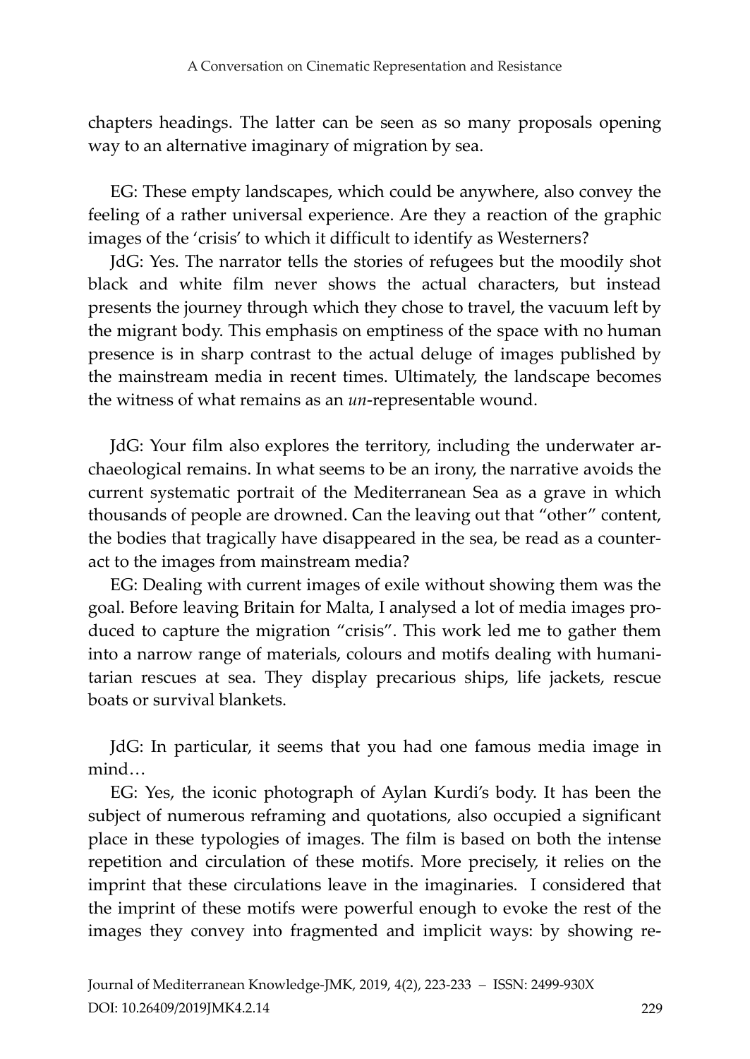chapters headings. The latter can be seen as so many proposals opening way to an alternative imaginary of migration by sea.

EG: These empty landscapes, which could be anywhere, also convey the feeling of a rather universal experience. Are they a reaction of the graphic images of the 'crisis' to which it difficult to identify as Westerners?

JdG: Yes. The narrator tells the stories of refugees but the moodily shot black and white film never shows the actual characters, but instead presents the journey through which they chose to travel, the vacuum left by the migrant body. This emphasis on emptiness of the space with no human presence is in sharp contrast to the actual deluge of images published by the mainstream media in recent times. Ultimately, the landscape becomes the witness of what remains as an *un*-representable wound.

JdG: Your film also explores the territory, including the underwater archaeological remains. In what seems to be an irony, the narrative avoids the current systematic portrait of the Mediterranean Sea as a grave in which thousands of people are drowned. Can the leaving out that "other" content, the bodies that tragically have disappeared in the sea, be read as a counteract to the images from mainstream media?

EG: Dealing with current images of exile without showing them was the goal. Before leaving Britain for Malta, I analysed a lot of media images produced to capture the migration "crisis". This work led me to gather them into a narrow range of materials, colours and motifs dealing with humanitarian rescues at sea. They display precarious ships, life jackets, rescue boats or survival blankets.

JdG: In particular, it seems that you had one famous media image in mind…

EG: Yes, the iconic photograph of Aylan Kurdi's body. It has been the subject of numerous reframing and quotations, also occupied a significant place in these typologies of images. The film is based on both the intense repetition and circulation of these motifs. More precisely, it relies on the imprint that these circulations leave in the imaginaries. I considered that the imprint of these motifs were powerful enough to evoke the rest of the images they convey into fragmented and implicit ways: by showing re-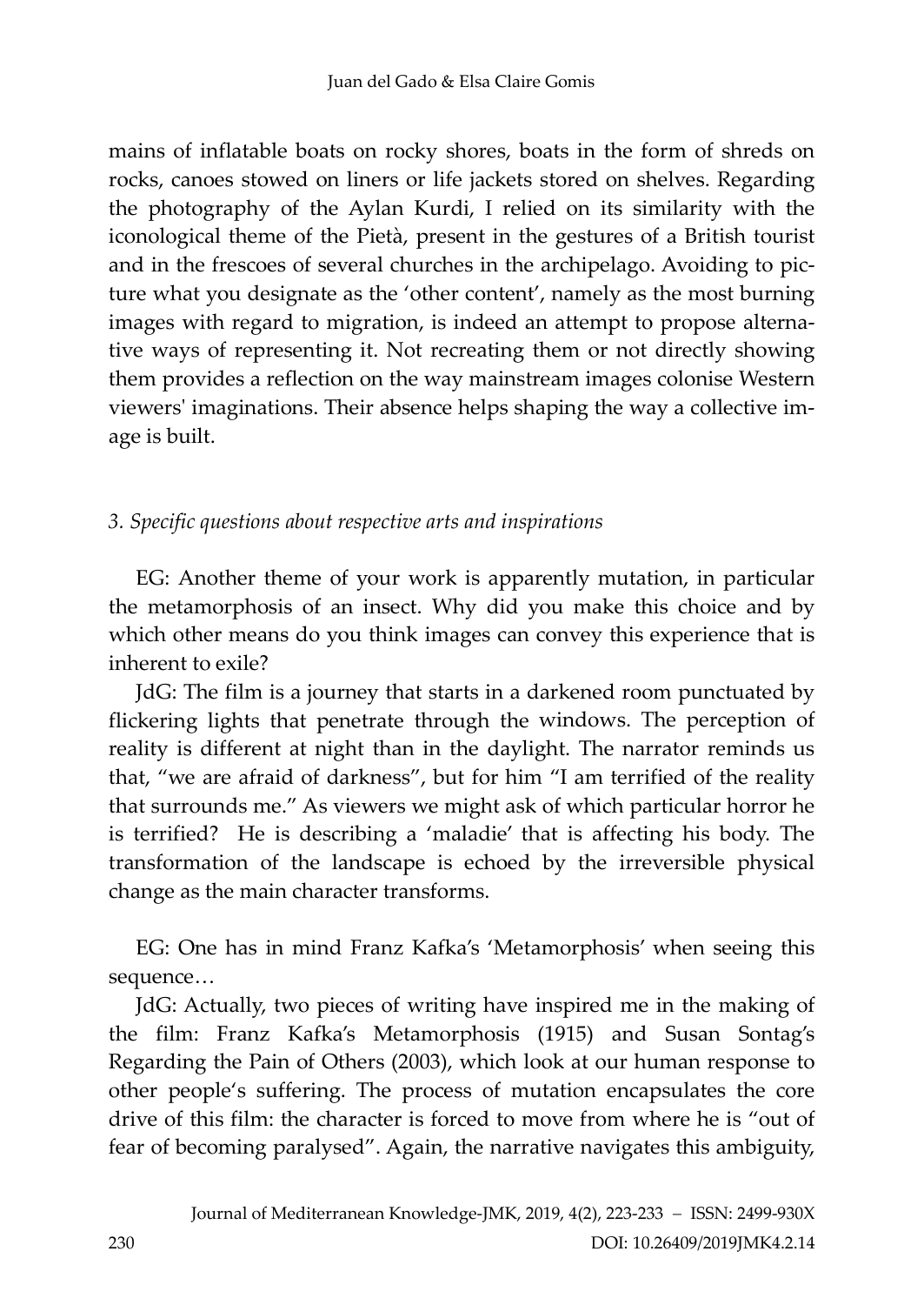mains of inflatable boats on rocky shores, boats in the form of shreds on rocks, canoes stowed on liners or life jackets stored on shelves. Regarding the photography of the Aylan Kurdi, I relied on its similarity with the iconological theme of the Pietà, present in the gestures of a British tourist and in the frescoes of several churches in the archipelago. Avoiding to picture what you designate as the 'other content', namely as the most burning images with regard to migration, is indeed an attempt to propose alternative ways of representing it. Not recreating them or not directly showing them provides a reflection on the way mainstream images colonise Western viewers' imaginations. Their absence helps shaping the way a collective image is built.

### *3. Specific questions about respective arts and inspirations*

EG: Another theme of your work is apparently mutation, in particular the metamorphosis of an insect. Why did you make this choice and by which other means do you think images can convey this experience that is inherent to exile?

JdG: The film is a journey that starts in a darkened room punctuated by flickering lights that penetrate through the windows. The perception of reality is different at night than in the daylight. The narrator reminds us that, "we are afraid of darkness", but for him "I am terrified of the reality that surrounds me." As viewers we might ask of which particular horror he is terrified? He is describing a 'maladie' that is affecting his body. The transformation of the landscape is echoed by the irreversible physical change as the main character transforms.

EG: One has in mind Franz Kafka's 'Metamorphosis' when seeing this sequence…

JdG: Actually, two pieces of writing have inspired me in the making of the film: Franz Kafka's Metamorphosis (1915) and Susan Sontag's Regarding the Pain of Others (2003), which look at our human response to other people's suffering. The process of mutation encapsulates the core drive of this film: the character is forced to move from where he is "out of fear of becoming paralysed". Again, the narrative navigates this ambiguity,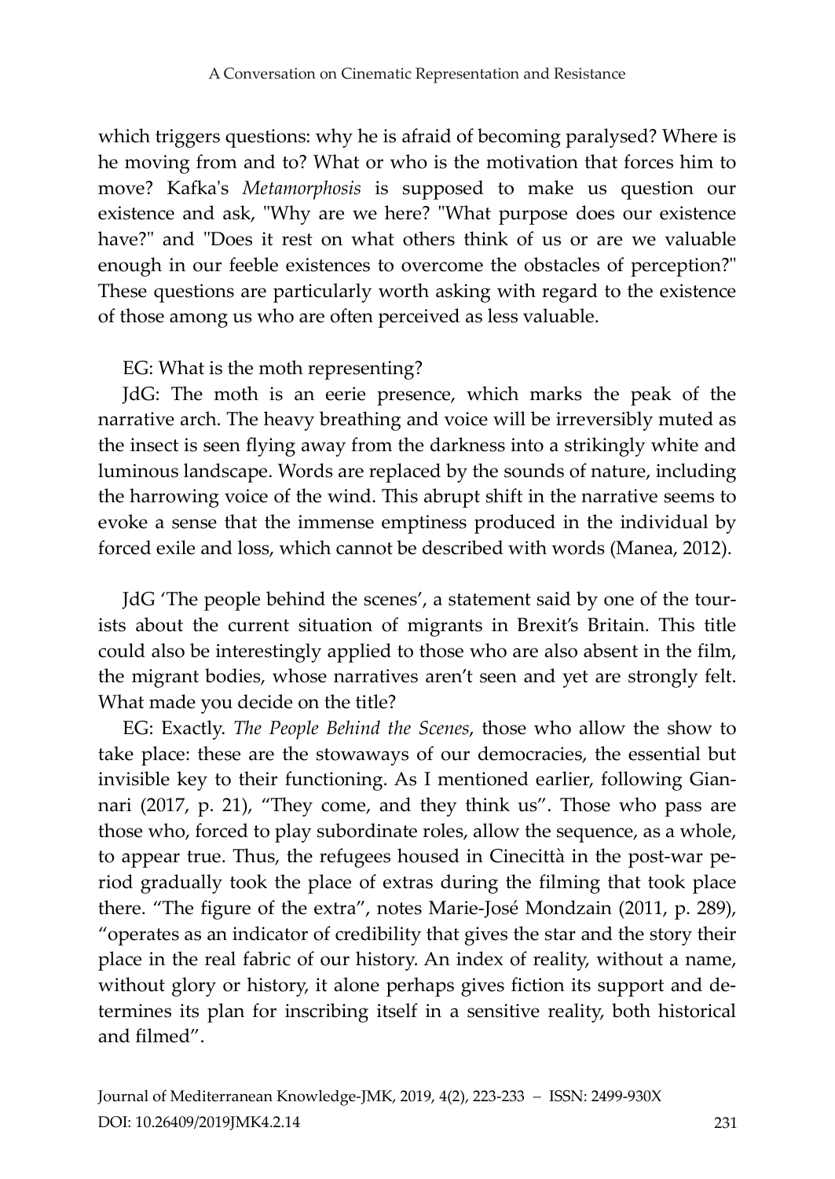which triggers questions: why he is afraid of becoming paralysed? Where is he moving from and to? What or who is the motivation that forces him to move? Kafka's *Metamorphosis* is supposed to make us question our existence and ask, "Why are we here? "What purpose does our existence have?" and "Does it rest on what others think of us or are we valuable enough in our feeble existences to overcome the obstacles of perception?" These questions are particularly worth asking with regard to the existence of those among us who are often perceived as less valuable.

EG: What is the moth representing?

JdG: The moth is an eerie presence, which marks the peak of the narrative arch. The heavy breathing and voice will be irreversibly muted as the insect is seen flying away from the darkness into a strikingly white and luminous landscape. Words are replaced by the sounds of nature, including the harrowing voice of the wind. This abrupt shift in the narrative seems to evoke a sense that the immense emptiness produced in the individual by forced exile and loss, which cannot be described with words (Manea, 2012).

JdG 'The people behind the scenes', a statement said by one of the tourists about the current situation of migrants in Brexit's Britain. This title could also be interestingly applied to those who are also absent in the film, the migrant bodies, whose narratives aren't seen and yet are strongly felt. What made you decide on the title?

EG: Exactly. *The People Behind the Scenes*, those who allow the show to take place: these are the stowaways of our democracies, the essential but invisible key to their functioning. As I mentioned earlier, following Giannari (2017, p. 21), "They come, and they think us". Those who pass are those who, forced to play subordinate roles, allow the sequence, as a whole, to appear true. Thus, the refugees housed in Cinecittà in the post-war period gradually took the place of extras during the filming that took place there. "The figure of the extra", notes Marie-José Mondzain (2011, p. 289), "operates as an indicator of credibility that gives the star and the story their place in the real fabric of our history. An index of reality, without a name, without glory or history, it alone perhaps gives fiction its support and determines its plan for inscribing itself in a sensitive reality, both historical and filmed".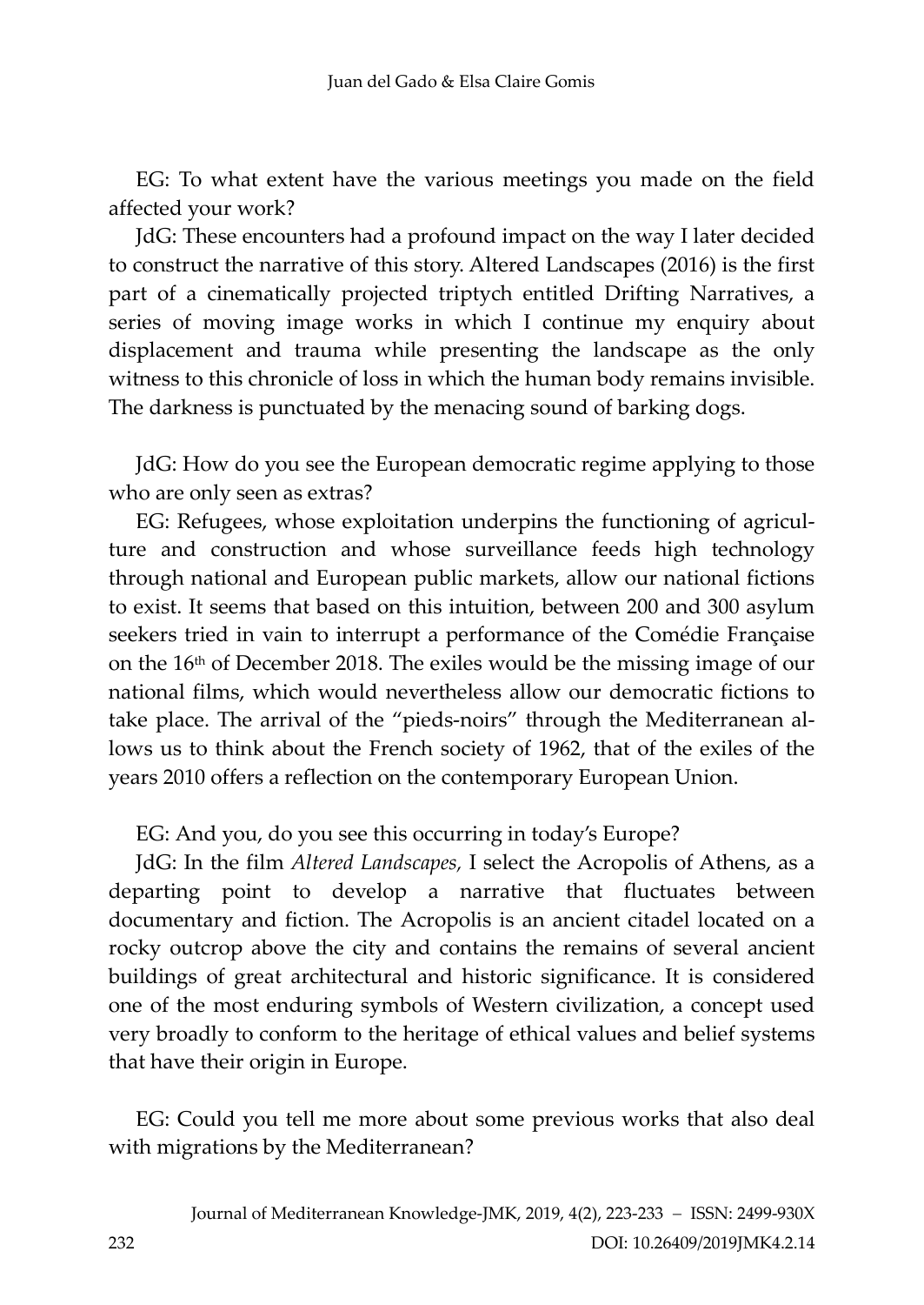EG: To what extent have the various meetings you made on the field affected your work?

JdG: These encounters had a profound impact on the way I later decided to construct the narrative of this story. Altered Landscapes (2016) is the first part of a cinematically projected triptych entitled Drifting Narratives, a series of moving image works in which I continue my enquiry about displacement and trauma while presenting the landscape as the only witness to this chronicle of loss in which the human body remains invisible. The darkness is punctuated by the menacing sound of barking dogs.

JdG: How do you see the European democratic regime applying to those who are only seen as extras?

EG: Refugees, whose exploitation underpins the functioning of agriculture and construction and whose surveillance feeds high technology through national and European public markets, allow our national fictions to exist. It seems that based on this intuition, between 200 and 300 asylum seekers tried in vain to interrupt a performance of the Comédie Française on the 16th of December 2018. The exiles would be the missing image of our national films, which would nevertheless allow our democratic fictions to take place. The arrival of the "pieds-noirs" through the Mediterranean allows us to think about the French society of 1962, that of the exiles of the years 2010 offers a reflection on the contemporary European Union.

EG: And you, do you see this occurring in today's Europe?

JdG: In the film *Altered Landscapes,* I select the Acropolis of Athens, as a departing point to develop a narrative that fluctuates between documentary and fiction. The Acropolis is an ancient citadel located on a rocky outcrop above the city and contains the remains of several ancient buildings of great architectural and historic significance. It is considered one of the most enduring symbols of Western civilization, a concept used very broadly to conform to the heritage of ethical values and belief systems that have their origin in Europe.

EG: Could you tell me more about some previous works that also deal with migrations by the Mediterranean?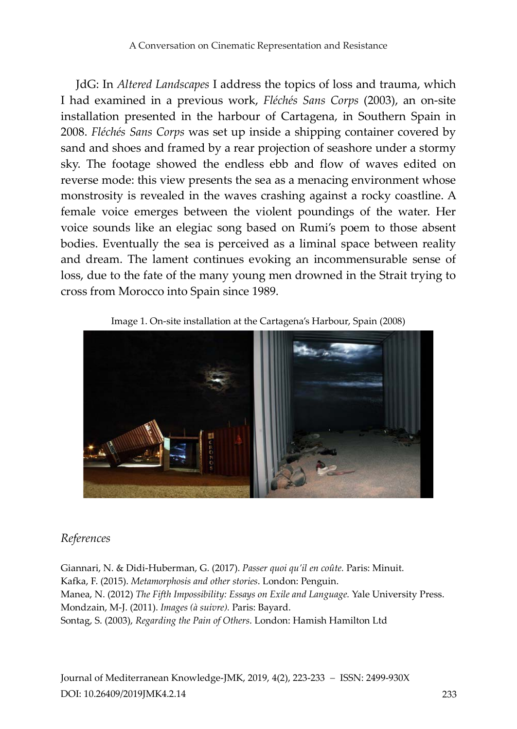JdG: In *Altered Landscapes* I address the topics of loss and trauma, which I had examined in a previous work, *Fléchés Sans Corps* (2003), an on-site installation presented in the harbour of Cartagena, in Southern Spain in 2008. *Fléchés Sans Corps* was set up inside a shipping container covered by sand and shoes and framed by a rear projection of seashore under a stormy sky. The footage showed the endless ebb and flow of waves edited on reverse mode: this view presents the sea as a menacing environment whose monstrosity is revealed in the waves crashing against a rocky coastline. A female voice emerges between the violent poundings of the water. Her voice sounds like an elegiac song based on Rumi's poem to those absent bodies. Eventually the sea is perceived as a liminal space between reality and dream. The lament continues evoking an incommensurable sense of loss, due to the fate of the many young men drowned in the Strait trying to cross from Morocco into Spain since 1989.

Image 1. On-site installation at the Cartagena's Harbour, Spain (2008)

## *References*

Giannari, N. & Didi-Huberman, G. (2017). *Passer quoi qu'il en coûte.* Paris: Minuit.

Kafka, F. (2015). *Metamorphosis and other stories*. London: Penguin.

Manea, N. (2012) *The Fifth Impossibility: Essays on Exile and Language.* Yale University Press.

Mondzain, M-J. (2011). *Images (à suivre).* Paris: Bayard.

Sontag, S. (2003), *Regarding the Pain of Others*. London: Hamish Hamilton Ltd